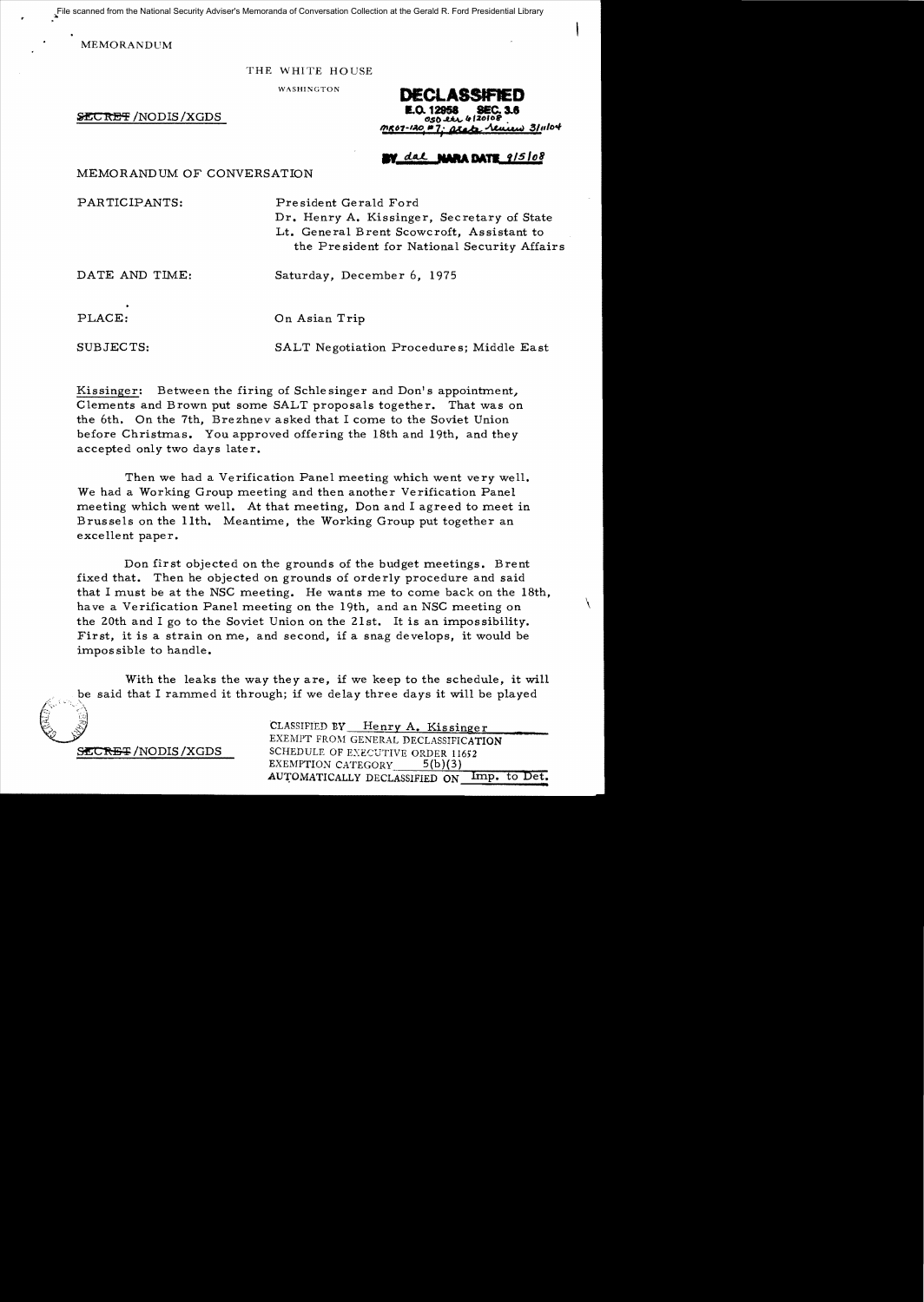File scanned from the National Security Adviser's Memoranda of Conversation Collection at the Gerald R. Ford Presidential Library

MEMORANDUM

THE WHITE HOUSE

WASHINGTON

SECRET/NODIS/XGDS

**DECLASSIFIED**
**E.O. 12958 SEC. 3.6**
OSD ltr 4/20/08
MR07-120, #7; State Review 3/11/04

BY dal NARA DATE 9/5/08

MEMORANDUM OF CONVERSATION

PARTICIPANTS: President Gerald Ford
Dr. Henry A. Kissinger, Secretary of State
Lt. General Brent Scowcroft, Assistant to the President for National Security Affairs

DATE AND TIME: Saturday, December 6, 1975

PLACE: On Asian Trip

SUBJECTS: SALT Negotiation Procedures; Middle East

Kissinger: Between the firing of Schlesinger and Don's appointment, Clements and Brown put some SALT proposals together. That was on the 6th. On the 7th, Brezhnev asked that I come to the Soviet Union before Christmas. You approved offering the 18th and 19th, and they accepted only two days later.

Then we had a Verification Panel meeting which went very well. We had a Working Group meeting and then another Verification Panel meeting which went well. At that meeting, Don and I agreed to meet in Brussels on the 11th. Meantime, the Working Group put together an excellent paper.

Don first objected on the grounds of the budget meetings. Brent fixed that. Then he objected on grounds of orderly procedure and said that I must be at the NSC meeting. He wants me to come back on the 18th, have a Verification Panel meeting on the 19th, and an NSC meeting on the 20th and I go to the Soviet Union on the 21st. It is an impossibility. First, it is a strain on me, and second, if a snag develops, it would be impossible to handle.

With the leaks the way they are, if we keep to the schedule, it will be said that I rammed it through; if we delay three days it will be played

SECRET/NODIS/XGDS

CLASSIFIED BY Henry A. Kissinger
EXEMPT FROM GENERAL DECLASSIFICATION
SCHEDULE OF EXECUTIVE ORDER 11652
EXEMPTION CATEGORY 5(b)(3)
AUTOMATICALLY DECLASSIFIED ON Imp. to Det.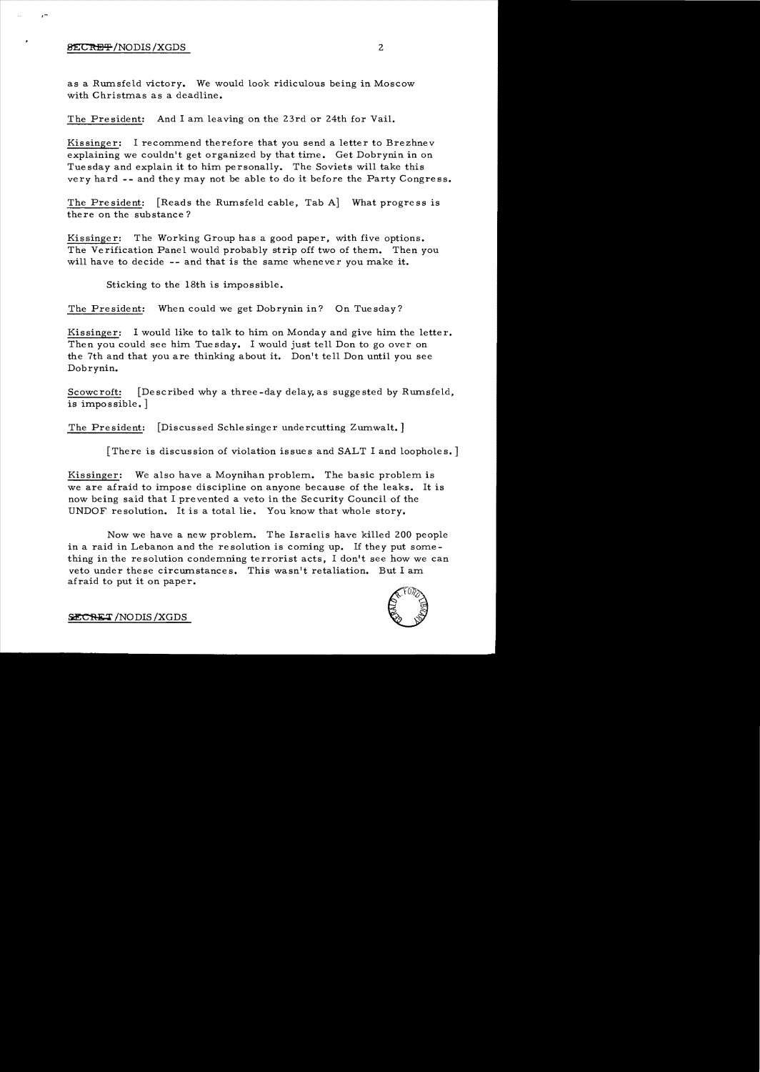as a Rumsfeld victory. We would look ridiculous being in Moscow with Christmas as a deadline.

The President: And I am leaving on the 23rd or 24th for Vail.

Kissinger: I recommend therefore that you send a letter to Brezhnev explaining we couldn't get organized by that time. Get Dobrynin in on Tuesday and explain it to him personally. The Soviets will take this very hard -- and they may not be able to do it before the Party Congress.

The President: [Reads the Rumsfeld cable, Tab A] What progress is there on the substance?

Kissinger: The Working Group has a good paper, with five options. The Verification Panel would probably strip off two of them. Then you will have to decide -- and that is the same whenever you make it.

Sticking to the 18th is impossible.

The President: When could we get Dobrynin in? On Tuesday?

Kissinger: I would like to talk to him on Monday and give him the letter. Then you could see him Tuesday. I would just tell Don to go over on the 7th and that you are thinking about it. Don't tell Don until you see Dobrynin.

Scowcroft: [Described why a three-day delay, as suggested by Rumsfeld, is impossible.]

The President: [Discussed Schlesinger undercutting Zumwalt.]

[There is discussion of violation issues and SALT I and loopholes.]

Kissinger: We also have a Moynihan problem. The basic problem is we are afraid to impose discipline on anyone because of the leaks. It is now being said that I prevented a veto in the Security Council of the UNDOF resolution. It is a total lie. You know that whole story.

Now we have a new problem. The Israelis have killed 200 people in a raid in Lebanon and the resolution is coming up. If they put something in the resolution condemning terrorist acts, I don't see how we can veto under these circumstances. This wasn't retaliation. But I am afraid to put it on paper.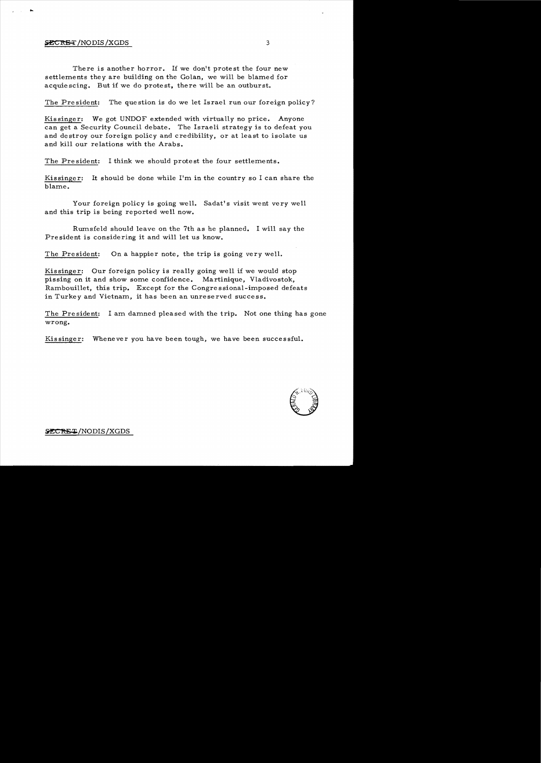There is another horror. If we don't protest the four new settlements they are building on the Golan, we will be blamed for acquiescing. But if we do protest, there will be an outburst.

The President: The question is do we let Israel run our foreign policy?

Kissinger: We got UNDOF extended with virtually no price. Anyone can get a Security Council debate. The Israeli strategy is to defeat you and destroy our foreign policy and credibility, or at least to isolate us and kill our relations with the Arabs.

The President: I think we should protest the four settlements.

Kissinger: It should be done while I'm in the country so I can share the blame.

Your foreign policy is going well. Sadat's visit went very well and this trip is being reported well now.

Rumsfeld should leave on the 7th as he planned. I will say the President is considering it and will let us know.

The President: On a happier note, the trip is going very well.

Kissinger: Our foreign policy is really going well if we would stop pissing on it and show some confidence. Martinique, Vladivostok, Rambouillet, this trip. Except for the Congressional-imposed defeats in Turkey and Vietnam, it has been an unreserved success.

The President: I am damned pleased with the trip. Not one thing has gone wrong.

Kissinger: Whenever you have been tough, we have been successful.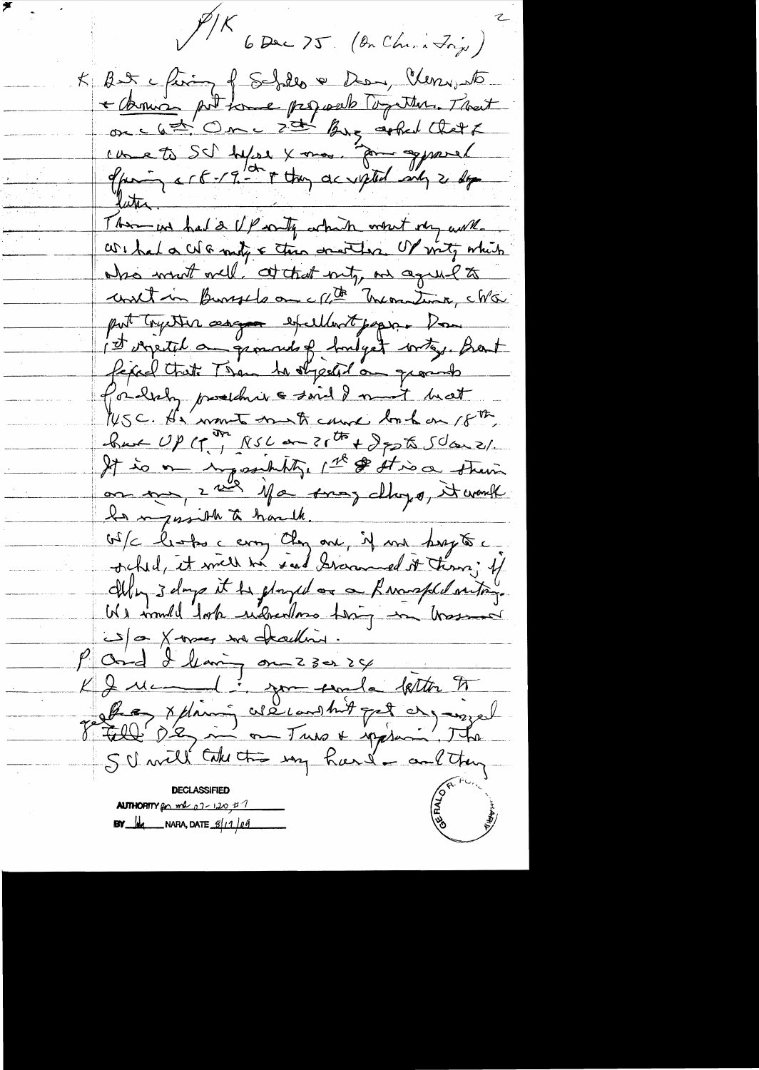P/K 6 Dec 75 (On China Trip)

K But c timing of Schlesinger & Dan, Clements & Brown put some program together. That on c 6th. On c 2nd Bill asked that I came to SD before X mas. Jim approved offering c 18-19th & they accepted only 2 days later.

Then we had a VP mtg which went very well. We had a WG mtg & then another VP mtg which also went well. At that mtg, we agreed to wait in Brussels on c 11th Inmantina, c WG put together a great excellent paper. Dan 1st rejected on grounds of budget wtg. But I expect that. Then he objected on grounds of politically problems & said I must wait 45C. He wants not to come back on 18th, have VP 17th, NSC on 21st & go to SD on 21.

It is an impossibility. 1st & it is a strain on me, 2nd if a gang delays, it would be impossible to handle.

W/c looks c way they are, if we keep to c sched, it will be said I rammed it thru; if delay 3 days it be played as a Rumsfeld victory. We would look ridiculous having in Moscow w/o X mas w/o deadline.

P And I leaving on 23 or 24

K I recommend: you send a letter to Brezhnev explaining we can't get organized. Tell Dobrynin on Tues & explain. The SU will take this very hard — and they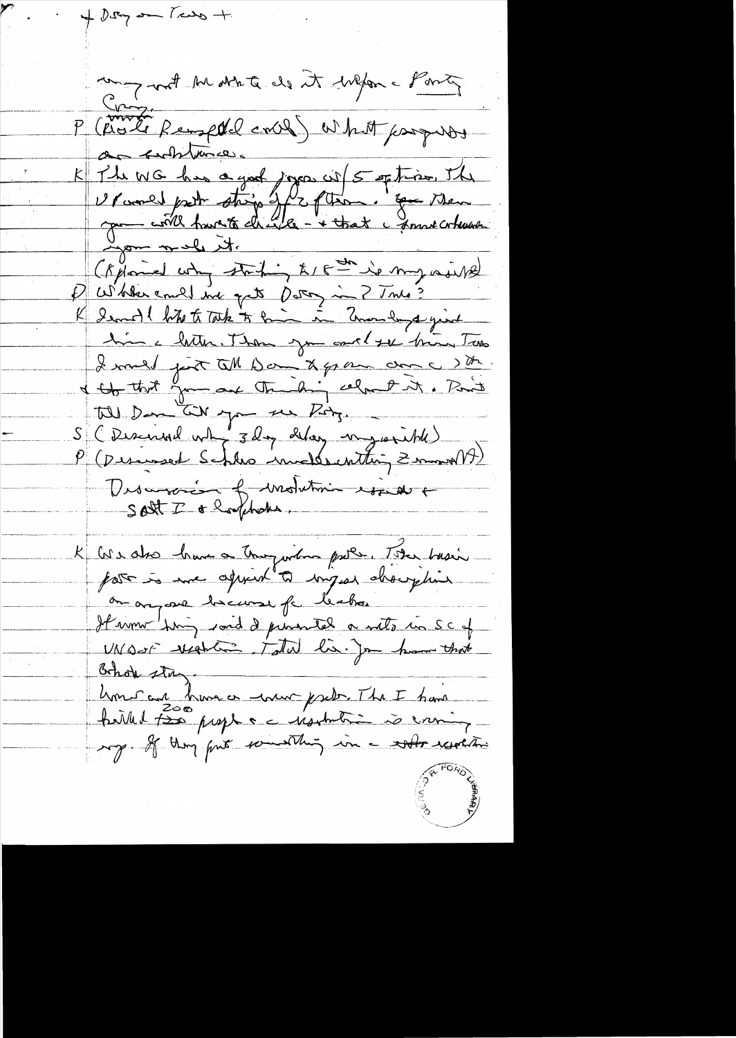+ Dorsey on Texas +

may not be able to do it before Party
Conv.

P (Rosie Renfeld cmte) What progress on Ambulance.

K The WG has a good paper w/ 5 options. The Vlamsk path strips off 2 of them. You then you will have to decide – & that a Dems whichever you make it.

(Explained why striking A/F is my snuff)

P What could we get Dorsey in ? Texas?

K I would like to talk to him in Luxembourg give him a letter. Then you could see him. Texas I would just tell Dorsey & go over once 2 the. & tip that you are thinking about it. Don't tell Dorsey till you see Dorsey.

S (Discussed why 3 day delay impossible)

P (Discussed Schlesinger muddle-watching Zumwalt)

Discussion of resolution issue & SALT I & loopholes.

K We also have a Congressional prob. Their basic prob is we agreed to impose discipline on anyone because of leaks.

Humphrey had said I promised a veto in SC of UNSC resolution. Total lie. You know that Schlesinger story.

Now we have a new prob. The I have killed 200 people & a resolution is coming up. If they put something in a status resolution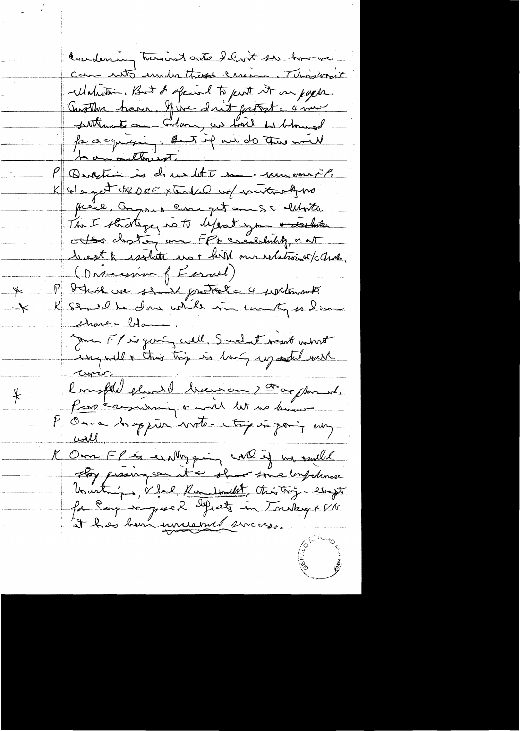burdening tourist arts I don't see how we can rest under these circum. This won't
relation. But I afraid to put it on paper.
Another hassle. If we don't protest a 4 more
settlements on Golan, we would be blamed
for acquiescing. But if we do there will
be an outburst.

P Question is decisions but I see - my concern FP.

K We get UN DOF extended w/ minority no
peace. Anyone can get on S.C. debate.
The I strategy is to defeat you + isolate
US + destroy our FP + credibility, + not
best to isolate us + kill our relations w/ Arabs.
(Discussion of Israel)

* P I think we should protest a 4 settlements.

* K Should be done while in country so I can
share blame.
Your FP is going well. Sadat meet went
very well + this trip is being upgraded well
here.

* Rumsfeld should be so on 2 or planned.
Pass everything + will let us know.

P One happier note - trip is going very
well.

K Our FP is actually going well if we could
stop pressing on it + show some confidence.
Vladivostok, Vlad, Rambouillet, this trip - except
for Cong imposed defeats in Turkey + VN
it has been uncommon success.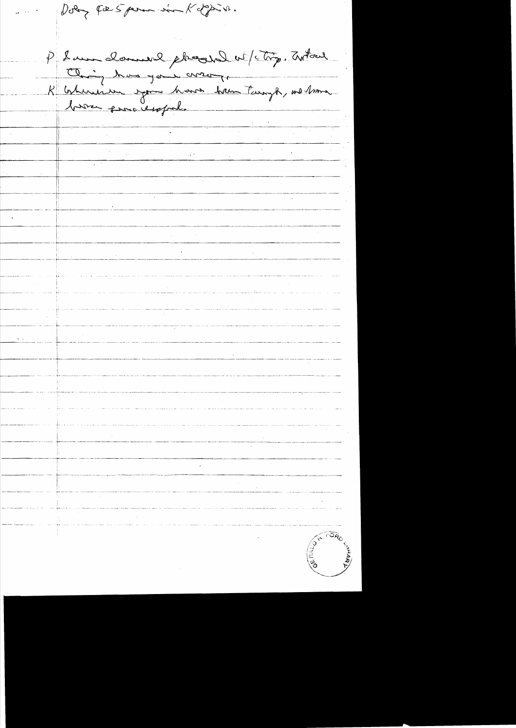Dobry ~~for~~ 5 pm in K office.

P I am damned pleased w/ trip. Intend
 thing has gone away.

K Whatever you have been through, and have
 been successful.